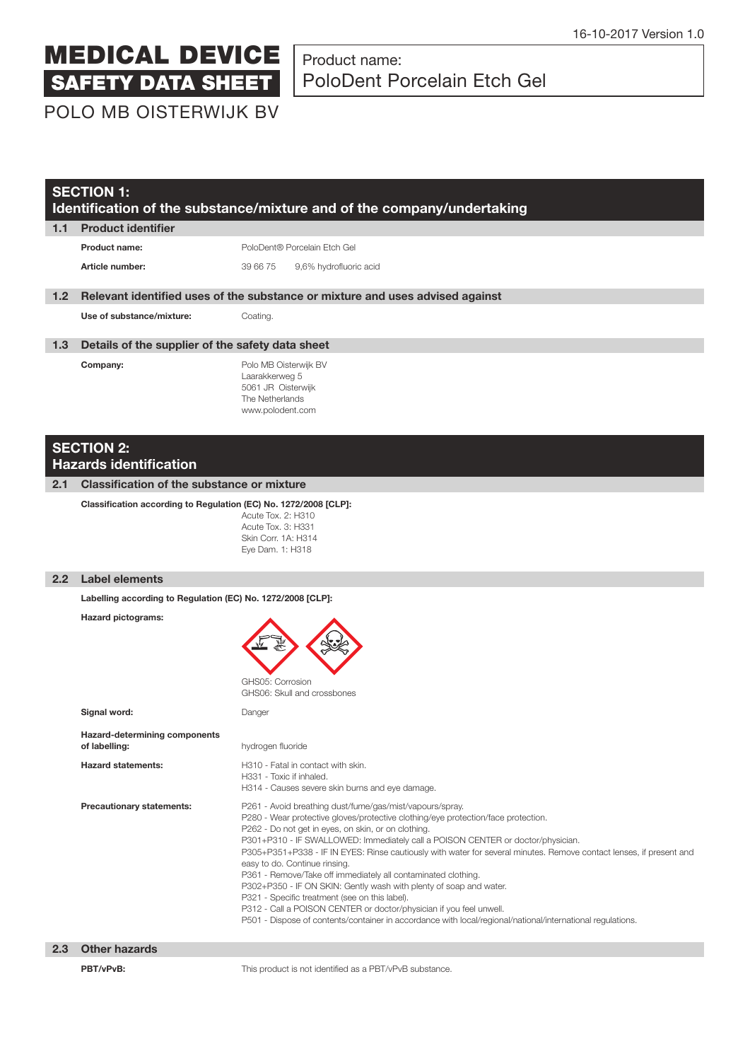16-10-2017 Version 1.0

# MEDICAL DEVICE SAFETY DATA SHEET

POLO MB OISTERWIJK BV

Product name:
PoloDent Porcelain Etch Gel

## SECTION 1: Identification of the substance/mixture and of the company/undertaking

### 1.1 Product identifier

**Product name:** PoloDent® Porcelain Etch Gel

**Article number:** 39 66 75 9,6% hydrofluoric acid

### 1.2 Relevant identified uses of the substance or mixture and uses advised against

**Use of substance/mixture:** Coating.

### 1.3 Details of the supplier of the safety data sheet

**Company:**
Polo MB Oisterwijk BV
Laarakkerweg 5
5061 JR Oisterwijk
The Netherlands
www.polodent.com

## SECTION 2: Hazards identification

### 2.1 Classification of the substance or mixture

**Classification according to Regulation (EC) No. 1272/2008 [CLP]:**
Acute Tox. 2: H310
Acute Tox. 3: H331
Skin Corr. 1A: H314
Eye Dam. 1: H318

### 2.2 Label elements

**Labelling according to Regulation (EC) No. 1272/2008 [CLP]:**

**Hazard pictograms:**
GHS05: Corrosion
GHS06: Skull and crossbones

**Signal word:** Danger

**Hazard-determining components of labelling:** hydrogen fluoride

**Hazard statements:**
H310 - Fatal in contact with skin.
H331 - Toxic if inhaled.
H314 - Causes severe skin burns and eye damage.

**Precautionary statements:**
P261 - Avoid breathing dust/fume/gas/mist/vapours/spray.
P280 - Wear protective gloves/protective clothing/eye protection/face protection.
P262 - Do not get in eyes, on skin, or on clothing.
P301+P310 - IF SWALLOWED: Immediately call a POISON CENTER or doctor/physician.
P305+P351+P338 - IF IN EYES: Rinse cautiously with water for several minutes. Remove contact lenses, if present and easy to do. Continue rinsing.
P361 - Remove/Take off immediately all contaminated clothing.
P302+P350 - IF ON SKIN: Gently wash with plenty of soap and water.
P321 - Specific treatment (see on this label).
P312 - Call a POISON CENTER or doctor/physician if you feel unwell.
P501 - Dispose of contents/container in accordance with local/regional/national/international regulations.

### 2.3 Other hazards

**PBT/vPvB:** This product is not identified as a PBT/vPvB substance.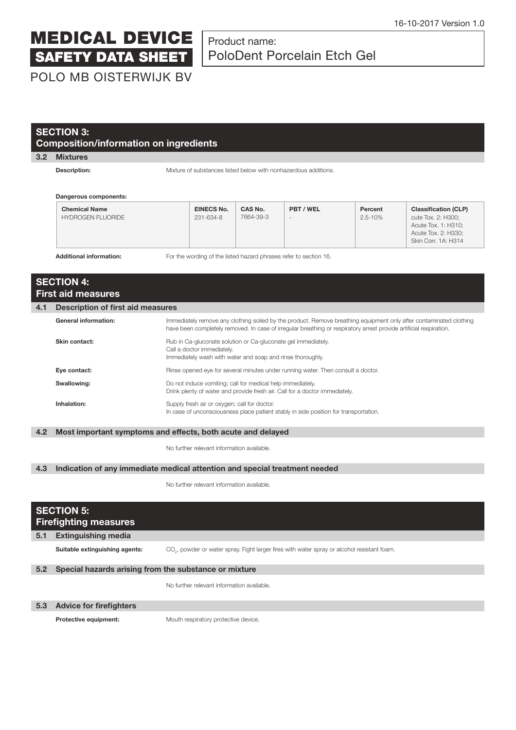# MEDICAL DEVICE SAFETY DATA SHEET

Product name:
PoloDent Porcelain Etch Gel

POLO MB OISTERWIJK BV

16-10-2017 Version 1.0

## SECTION 3: Composition/information on ingredients

### 3.2 Mixtures

**Description:** Mixture of substances listed below with nonhazardous additions.

**Dangerous components:**

| Chemical Name | EINECS No. | CAS No. | PBT / WEL | Percent | Classification (CLP) |
|---|---|---|---|---|---|
| HYDROGEN FLUORIDE | 231-634-8 | 7664-39-3 | - | 2.5-10% | cute Tox. 2: H300; Acute Tox. 1: H310; Acute Tox. 2: H330; Skin Corr. 1A: H314 |

**Additional information:** For the wording of the listed hazard phrases refer to section 16.

## SECTION 4: First aid measures

### 4.1 Description of first aid measures

**General information:** Immediately remove any clothing soiled by the product. Remove breathing equipment only after contaminated clothing have been completely removed. In case of irregular breathing or respiratory arrest provide artificial respiration.

**Skin contact:** Rub in Ca-gluconate solution or Ca-gluconate gel immediately.
Call a doctor immediately.
Immediately wash with water and soap and rinse thoroughly.

**Eye contact:** Rinse opened eye for several minutes under running water. Then consult a doctor.

**Swallowing:** Do not induce vomiting; call for medical help immediately.
Drink plenty of water and provide fresh air. Call for a doctor immediately.

**Inhalation:** Supply fresh air or oxygen; call for doctor.
In case of unconsciousness place patient stably in side position for transportation.

### 4.2 Most important symptoms and effects, both acute and delayed

No further relevant information available.

### 4.3 Indication of any immediate medical attention and special treatment needed

No further relevant information available.

## SECTION 5: Firefighting measures

### 5.1 Extinguishing media

**Suitable extinguishing agents:** $CO_2$, powder or water spray. Fight larger fires with water spray or alcohol resistant foam.

### 5.2 Special hazards arising from the substance or mixture

No further relevant information available.

### 5.3 Advice for firefighters

**Protective equipment:** Mouth respiratory protective device.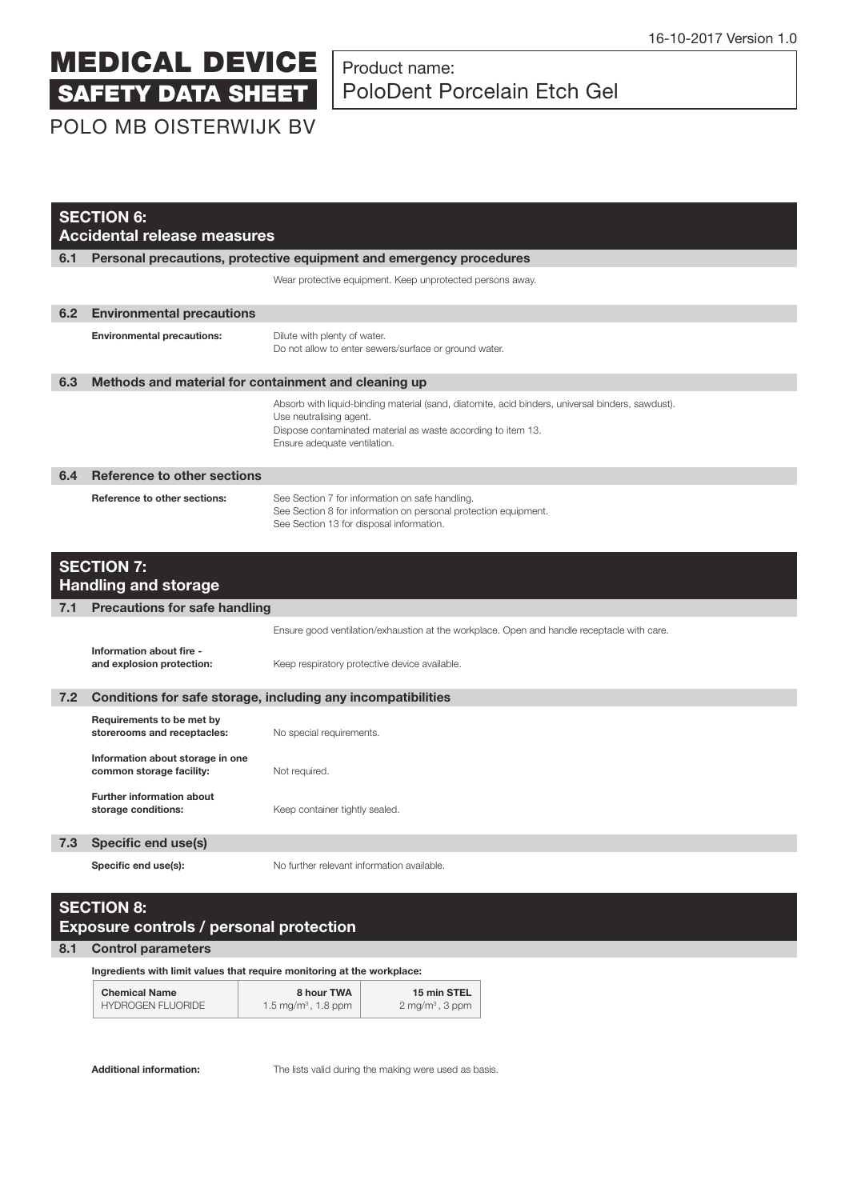## SECTION 6: Accidental release measures

### 6.1 Personal precautions, protective equipment and emergency procedures

Wear protective equipment. Keep unprotected persons away.

### 6.2 Environmental precautions

**Environmental precautions:** Dilute with plenty of water.
Do not allow to enter sewers/surface or ground water.

### 6.3 Methods and material for containment and cleaning up

Absorb with liquid-binding material (sand, diatomite, acid binders, universal binders, sawdust).
Use neutralising agent.
Dispose contaminated material as waste according to item 13.
Ensure adequate ventilation.

### 6.4 Reference to other sections

**Reference to other sections:** See Section 7 for information on safe handling.
See Section 8 for information on personal protection equipment.
See Section 13 for disposal information.

## SECTION 7: Handling and storage

### 7.1 Precautions for safe handling

Ensure good ventilation/exhaustion at the workplace. Open and handle receptacle with care.

**Information about fire - and explosion protection:** Keep respiratory protective device available.

### 7.2 Conditions for safe storage, including any incompatibilities

**Requirements to be met by storerooms and receptacles:** No special requirements.

**Information about storage in one common storage facility:** Not required.

**Further information about storage conditions:** Keep container tightly sealed.

### 7.3 Specific end use(s)

**Specific end use(s):** No further relevant information available.

## SECTION 8: Exposure controls / personal protection

### 8.1 Control parameters

**Ingredients with limit values that require monitoring at the workplace:**

| Chemical Name | 8 hour TWA | 15 min STEL |
|---|---|---|
| HYDROGEN FLUORIDE | 1.5 mg/m³, 1.8 ppm | 2 mg/m³, 3 ppm |

**Additional information:** The lists valid during the making were used as basis.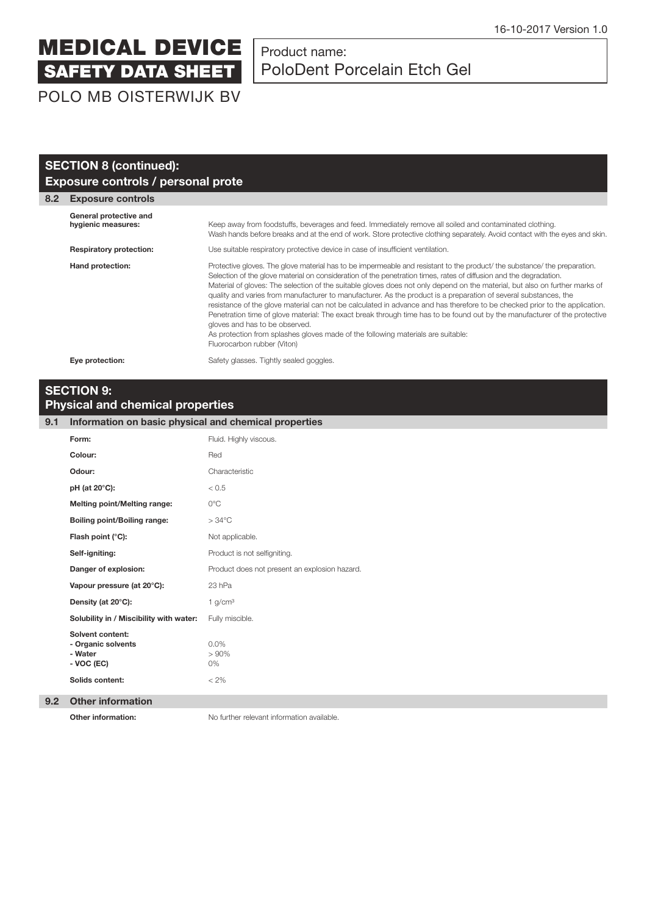## SECTION 8 (continued): Exposure controls / personal prote

### 8.2 Exposure controls

| | |
|---|---|
| **General protective and hygienic measures:** | Keep away from foodstuffs, beverages and feed. Immediately remove all soiled and contaminated clothing. Wash hands before breaks and at the end of work. Store protective clothing separately. Avoid contact with the eyes and skin. |
| **Respiratory protection:** | Use suitable respiratory protective device in case of insufficient ventilation. |
| **Hand protection:** | Protective gloves. The glove material has to be impermeable and resistant to the product/ the substance/ the preparation. Selection of the glove material on consideration of the penetration times, rates of diffusion and the degradation. Material of gloves: The selection of the suitable gloves does not only depend on the material, but also on further marks of quality and varies from manufacturer to manufacturer. As the product is a preparation of several substances, the resistance of the glove material can not be calculated in advance and has therefore to be checked prior to the application. Penetration time of glove material: The exact break through time has to be found out by the manufacturer of the protective gloves and has to be observed. As protection from splashes gloves made of the following materials are suitable: Fluorocarbon rubber (Viton) |
| **Eye protection:** | Safety glasses. Tightly sealed goggles. |

## SECTION 9: Physical and chemical properties

### 9.1 Information on basic physical and chemical properties

| | |
|---|---|
| **Form:** | Fluid. Highly viscous. |
| **Colour:** | Red |
| **Odour:** | Characteristic |
| **pH (at 20°C):** | < 0.5 |
| **Melting point/Melting range:** | 0°C |
| **Boiling point/Boiling range:** | > 34°C |
| **Flash point (°C):** | Not applicable. |
| **Self-igniting:** | Product is not selfigniting. |
| **Danger of explosion:** | Product does not present an explosion hazard. |
| **Vapour pressure (at 20°C):** | 23 hPa |
| **Density (at 20°C):** | 1 g/cm³ |
| **Solubility in / Miscibility with water:** | Fully miscible. |
| **Solvent content:** | |
| **- Organic solvents** | 0.0% |
| **- Water** | > 90% |
| **- VOC (EC)** | 0% |
| **Solids content:** | < 2% |

### 9.2 Other information

| | |
|---|---|
| **Other information:** | No further relevant information available. |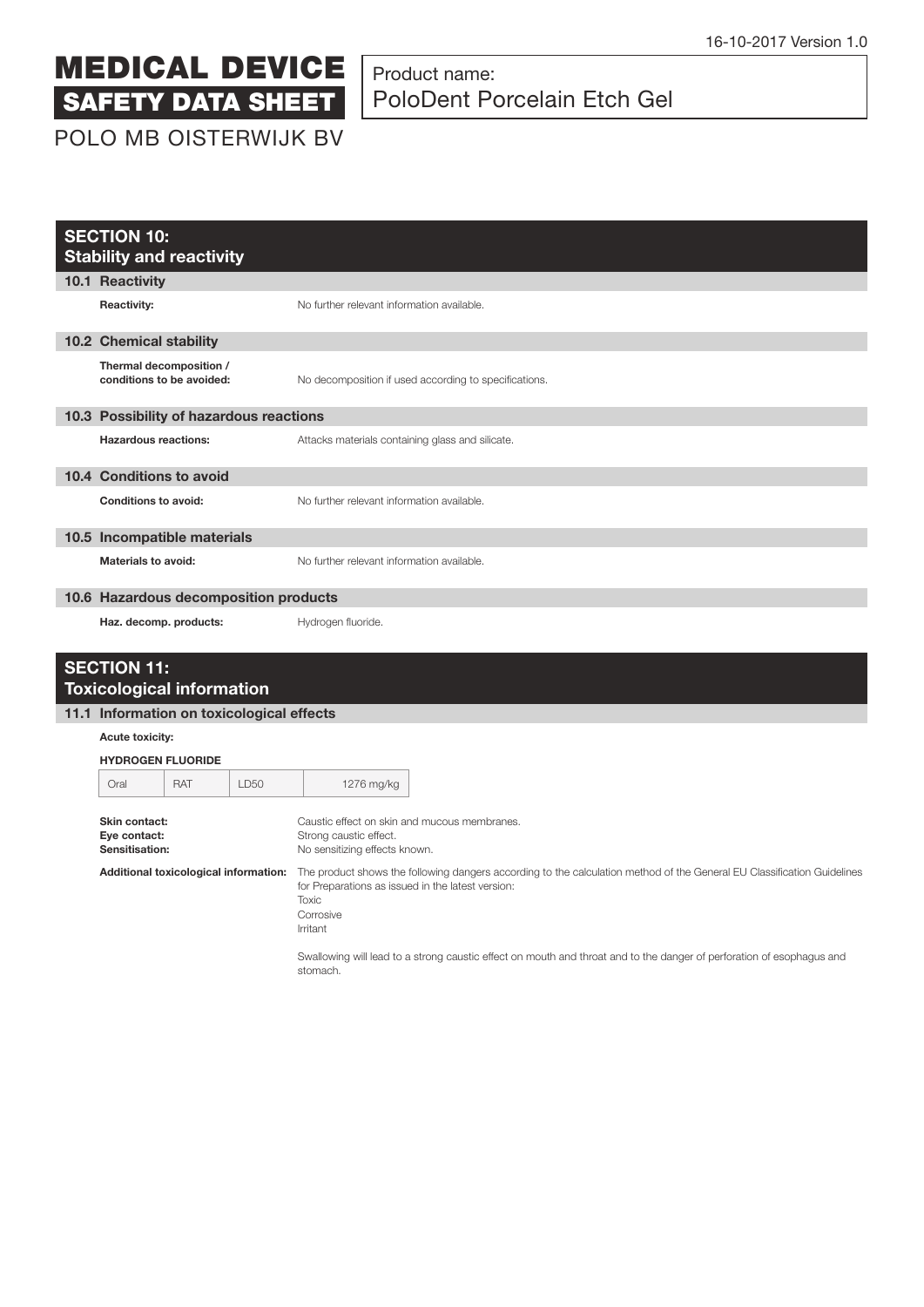# SECTION 10: Stability and reactivity

## 10.1 Reactivity

**Reactivity:** No further relevant information available.

## 10.2 Chemical stability

**Thermal decomposition / conditions to be avoided:** No decomposition if used according to specifications.

## 10.3 Possibility of hazardous reactions

**Hazardous reactions:** Attacks materials containing glass and silicate.

## 10.4 Conditions to avoid

**Conditions to avoid:** No further relevant information available.

## 10.5 Incompatible materials

**Materials to avoid:** No further relevant information available.

## 10.6 Hazardous decomposition products

**Haz. decomp. products:** Hydrogen fluoride.

# SECTION 11: Toxicological information

## 11.1 Information on toxicological effects

**Acute toxicity:**

**HYDROGEN FLUORIDE**

| Oral | RAT | LD50 | 1276 mg/kg |
|---|---|---|---|

**Skin contact:** Caustic effect on skin and mucous membranes.
**Eye contact:** Strong caustic effect.
**Sensitisation:** No sensitizing effects known.

**Additional toxicological information:** The product shows the following dangers according to the calculation method of the General EU Classification Guidelines for Preparations as issued in the latest version:
Toxic
Corrosive
Irritant

Swallowing will lead to a strong caustic effect on mouth and throat and to the danger of perforation of esophagus and stomach.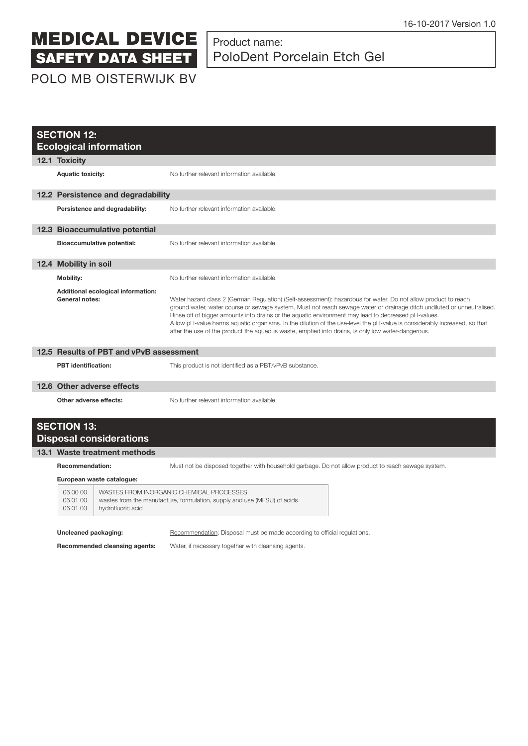# MEDICAL DEVICE SAFETY DATA SHEET

POLO MB OISTERWIJK BV

Product name:
PoloDent Porcelain Etch Gel

16-10-2017 Version 1.0

## SECTION 12: Ecological information

### 12.1 Toxicity

**Aquatic toxicity:** No further relevant information available.

### 12.2 Persistence and degradability

**Persistence and degradability:** No further relevant information available.

### 12.3 Bioaccumulative potential

**Bioaccumulative potential:** No further relevant information available.

### 12.4 Mobility in soil

**Mobility:** No further relevant information available.

**Additional ecological information:**
**General notes:** Water hazard class 2 (German Regulation) (Self-assessment): hazardous for water. Do not allow product to reach ground water, water course or sewage system. Must not reach sewage water or drainage ditch undiluted or unneutralised. Rinse off of bigger amounts into drains or the aquatic environment may lead to decreased pH-values.
A low pH-value harms aquatic organisms. In the dilution of the use-level the pH-value is considerably increased, so that after the use of the product the aqueous waste, emptied into drains, is only low water-dangerous.

### 12.5 Results of PBT and vPvB assessment

**PBT identification:** This product is not identified as a PBT/vPvB substance.

### 12.6 Other adverse effects

**Other adverse effects:** No further relevant information available.

## SECTION 13: Disposal considerations

### 13.1 Waste treatment methods

**Recommendation:** Must not be disposed together with household garbage. Do not allow product to reach sewage system.

**European waste catalogue:**

| | |
|---|---|
| 06 00 00 | WASTES FROM INORGANIC CHEMICAL PROCESSES |
| 06 01 00 | wastes from the manufacture, formulation, supply and use (MFSU) of acids |
| 06 01 03 | hydrofluoric acid |

**Uncleaned packaging:** Recommendation: Disposal must be made according to official regulations.

**Recommended cleansing agents:** Water, if necessary together with cleansing agents.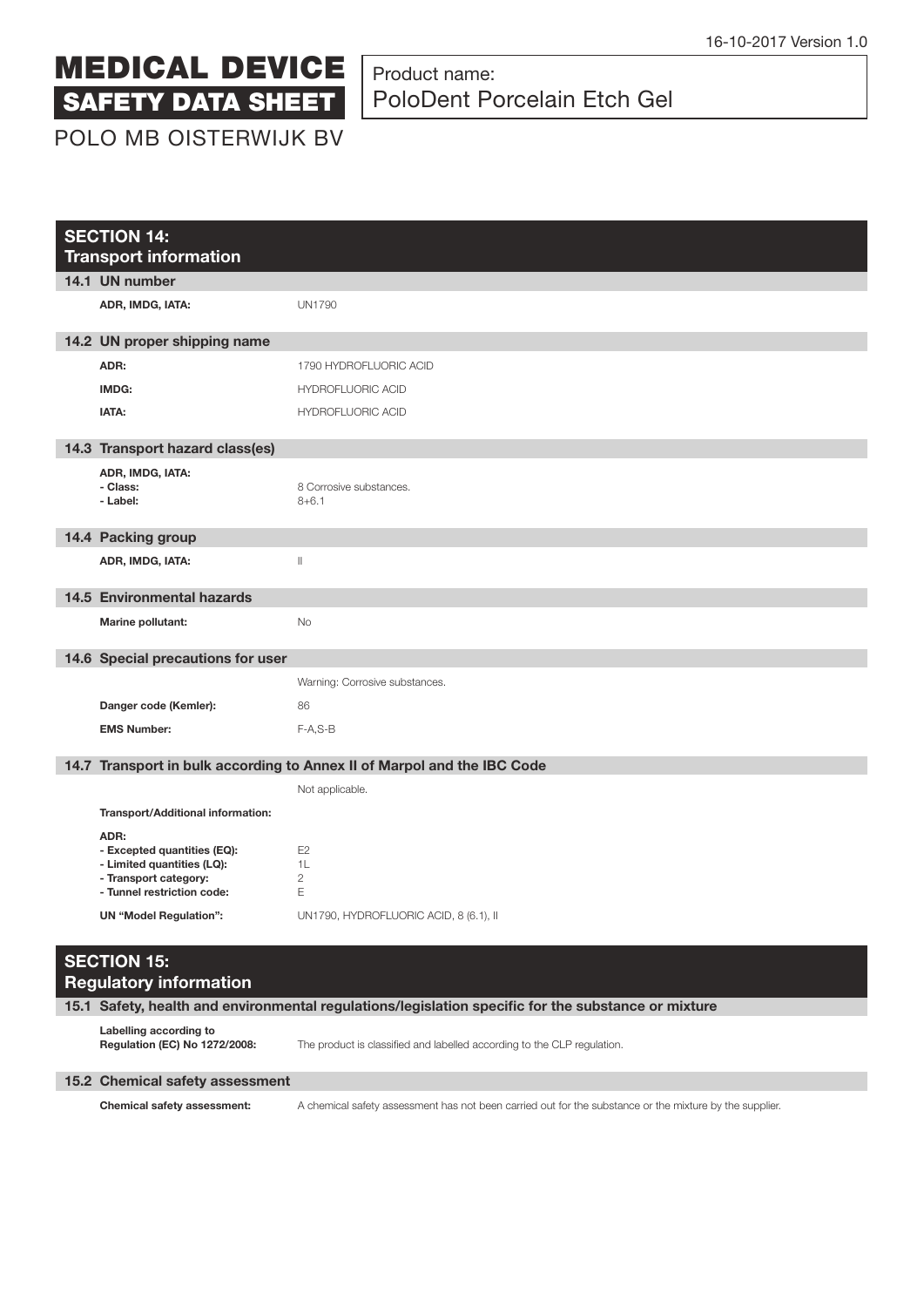16-10-2017 Version 1.0

# MEDICAL DEVICE SAFETY DATA SHEET

POLO MB OISTERWIJK BV

Product name:
PoloDent Porcelain Etch Gel

## SECTION 14: Transport information

### 14.1 UN number

| | |
|---|---|
| **ADR, IMDG, IATA:** | UN1790 |

### 14.2 UN proper shipping name

| | |
|---|---|
| **ADR:** | 1790 HYDROFLUORIC ACID |
| **IMDG:** | HYDROFLUORIC ACID |
| **IATA:** | HYDROFLUORIC ACID |

### 14.3 Transport hazard class(es)

| | |
|---|---|
| **ADR, IMDG, IATA:** | |
| **- Class:** | 8 Corrosive substances. |
| **- Label:** | 8+6.1 |

### 14.4 Packing group

| | |
|---|---|
| **ADR, IMDG, IATA:** | II |

### 14.5 Environmental hazards

| | |
|---|---|
| **Marine pollutant:** | No |

### 14.6 Special precautions for user

| | |
|---|---|
| | Warning: Corrosive substances. |
| **Danger code (Kemler):** | 86 |
| **EMS Number:** | F-A,S-B |

### 14.7 Transport in bulk according to Annex II of Marpol and the IBC Code

| | |
|---|---|
| | Not applicable. |
| **Transport/Additional information:** | |
| **ADR:** | |
| **- Excepted quantities (EQ):** | E2 |
| **- Limited quantities (LQ):** | 1L |
| **- Transport category:** | 2 |
| **- Tunnel restriction code:** | E |
| **UN "Model Regulation":** | UN1790, HYDROFLUORIC ACID, 8 (6.1), II |

## SECTION 15: Regulatory information

### 15.1 Safety, health and environmental regulations/legislation specific for the substance or mixture

| | |
|---|---|
| **Labelling according to Regulation (EC) No 1272/2008:** | The product is classified and labelled according to the CLP regulation. |

### 15.2 Chemical safety assessment

| | |
|---|---|
| **Chemical safety assessment:** | A chemical safety assessment has not been carried out for the substance or the mixture by the supplier. |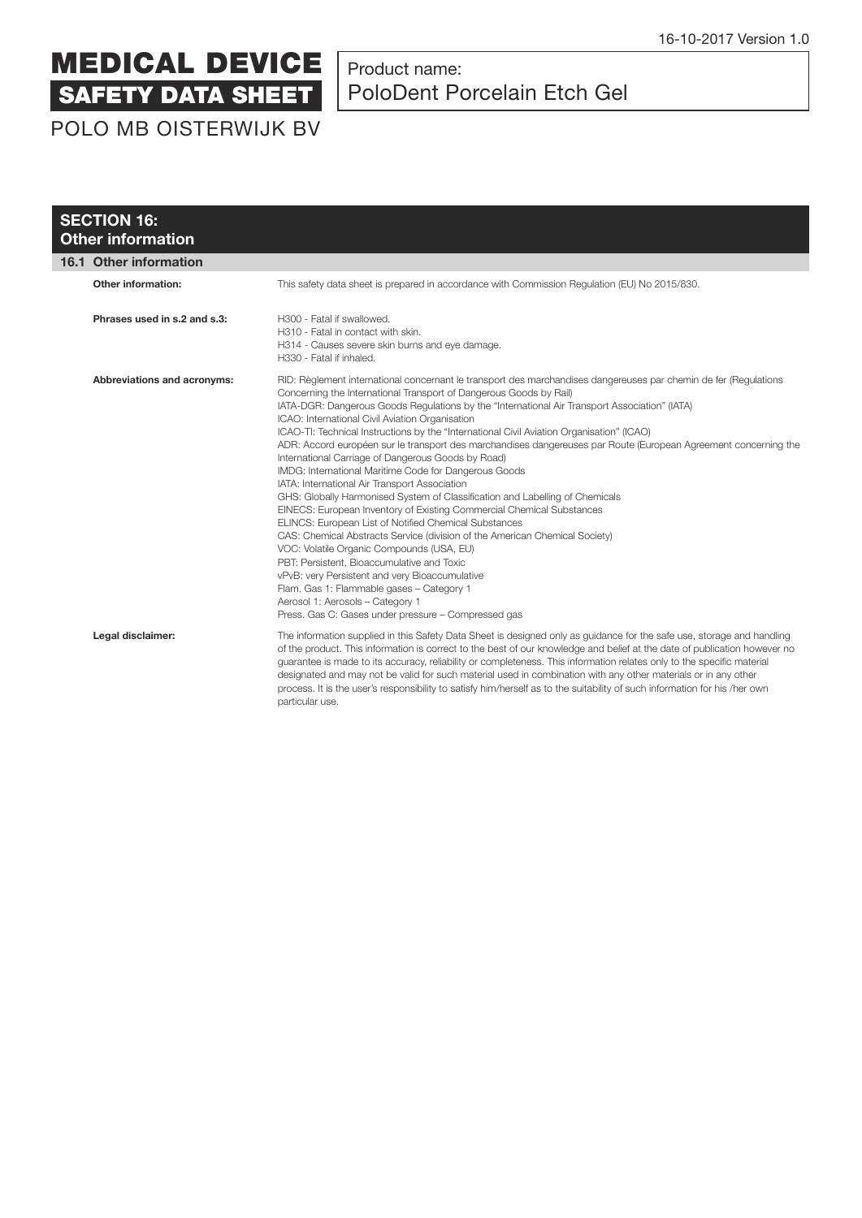# MEDICAL DEVICE SAFETY DATA SHEET

POLO MB OISTERWIJK BV

Product name:
PoloDent Porcelain Etch Gel

## SECTION 16: Other information

### 16.1 Other information

| | |
|---|---|
| **Other information:** | This safety data sheet is prepared in accordance with Commission Regulation (EU) No 2015/830. |
| **Phrases used in s.2 and s.3:** | H300 - Fatal if swallowed.<br>H310 - Fatal in contact with skin.<br>H314 - Causes severe skin burns and eye damage.<br>H330 - Fatal if inhaled. |
| **Abbreviations and acronyms:** | RID: Règlement international concernant le transport des marchandises dangereuses par chemin de fer (Regulations Concerning the International Transport of Dangerous Goods by Rail)<br>IATA-DGR: Dangerous Goods Regulations by the "International Air Transport Association" (IATA)<br>ICAO: International Civil Aviation Organisation<br>ICAO-TI: Technical Instructions by the "International Civil Aviation Organisation" (ICAO)<br>ADR: Accord européen sur le transport des marchandises dangereuses par Route (European Agreement concerning the International Carriage of Dangerous Goods by Road)<br>IMDG: International Maritime Code for Dangerous Goods<br>IATA: International Air Transport Association<br>GHS: Globally Harmonised System of Classification and Labelling of Chemicals<br>EINECS: European Inventory of Existing Commercial Chemical Substances<br>ELINCS: European List of Notified Chemical Substances<br>CAS: Chemical Abstracts Service (division of the American Chemical Society)<br>VOC: Volatile Organic Compounds (USA, EU)<br>PBT: Persistent, Bioaccumulative and Toxic<br>vPvB: very Persistent and very Bioaccumulative<br>Flam. Gas 1: Flammable gases – Category 1<br>Aerosol 1: Aerosols – Category 1<br>Press. Gas C: Gases under pressure – Compressed gas |
| **Legal disclaimer:** | The information supplied in this Safety Data Sheet is designed only as guidance for the safe use, storage and handling of the product. This information is correct to the best of our knowledge and belief at the date of publication however no guarantee is made to its accuracy, reliability or completeness. This information relates only to the specific material designated and may not be valid for such material used in combination with any other materials or in any other process. It is the user's responsibility to satisfy him/herself as to the suitability of such information for his /her own particular use. |